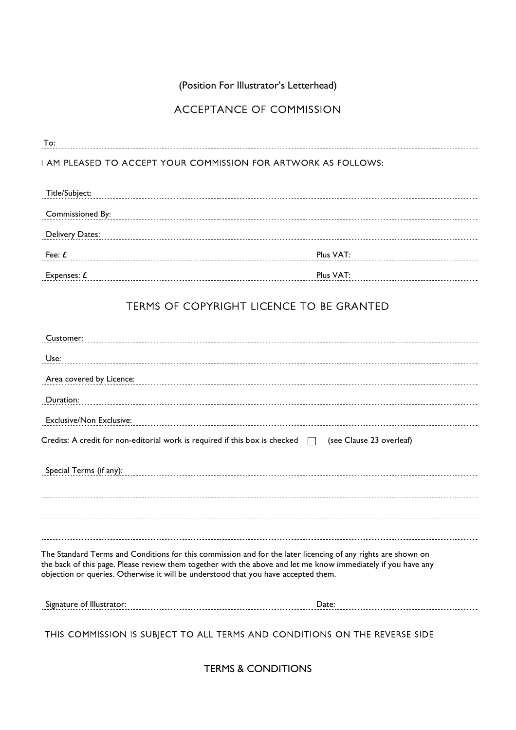(Position For Illustrator's Letterhead)

# ACCEPTANCE OF COMMISSION

To: ..........................................................................................

I AM PLEASED TO ACCEPT YOUR COMMISSION FOR ARTWORK AS FOLLOWS:

Title/Subject: ..........................................................................................

Commissioned By: ..........................................................................................

Delivery Dates: ..........................................................................................

Fee: £ .............................................................. Plus VAT: ..............................

Expenses: £ .............................................................. Plus VAT: ..............................

## TERMS OF COPYRIGHT LICENCE TO BE GRANTED

Customer: ..........................................................................................

Use: ..........................................................................................

Area covered by Licence: ..........................................................................................

Duration: ..........................................................................................

Exclusive/Non Exclusive: ..........................................................................................

Credits: A credit for non-editorial work is required if this box is checked ☐ (see Clause 23 overleaf)

Special Terms (if any): ..........................................................................................

..........................................................................................

..........................................................................................

..........................................................................................

The Standard Terms and Conditions for this commission and for the later licencing of any rights are shown on the back of this page. Please review them together with the above and let me know immediately if you have any objection or queries. Otherwise it will be understood that you have accepted them.

Signature of Illustrator: .............................................................. Date: ..............................

THIS COMMISSION IS SUBJECT TO ALL TERMS AND CONDITIONS ON THE REVERSE SIDE

## TERMS & CONDITIONS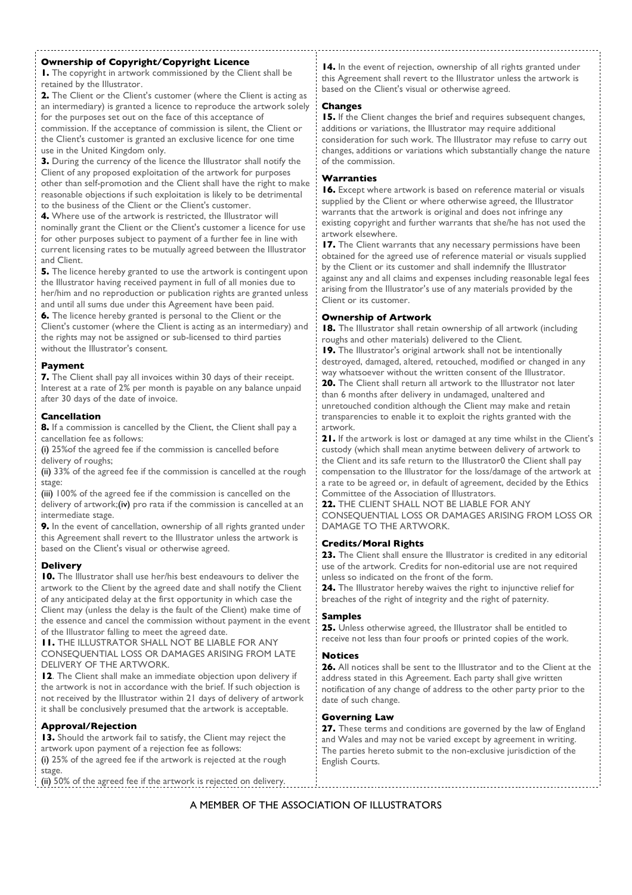**Ownership of Copyright/Copyright Licence**

**1.** The copyright in artwork commissioned by the Client shall be retained by the Illustrator.

**2.** The Client or the Client's customer (where the Client is acting as an intermediary) is granted a licence to reproduce the artwork solely for the purposes set out on the face of this acceptance of commission. If the acceptance of commission is silent, the Client or the Client's customer is granted an exclusive licence for one time use in the United Kingdom only.

**3.** During the currency of the licence the Illustrator shall notify the Client of any proposed exploitation of the artwork for purposes other than self-promotion and the Client shall have the right to make reasonable objections if such exploitation is likely to be detrimental to the business of the Client or the Client's customer.

**4.** Where use of the artwork is restricted, the Illustrator will nominally grant the Client or the Client's customer a licence for use for other purposes subject to payment of a further fee in line with current licensing rates to be mutually agreed between the Illustrator and Client.

**5.** The licence hereby granted to use the artwork is contingent upon the Illustrator having received payment in full of all monies due to her/him and no reproduction or publication rights are granted unless and until all sums due under this Agreement have been paid.

**6.** The licence hereby granted is personal to the Client or the Client's customer (where the Client is acting as an intermediary) and the rights may not be assigned or sub-licensed to third parties without the Illustrator's consent.

**Payment**

**7.** The Client shall pay all invoices within 30 days of their receipt. Interest at a rate of 2% per month is payable on any balance unpaid after 30 days of the date of invoice.

**Cancellation**

**8.** If a commission is cancelled by the Client, the Client shall pay a cancellation fee as follows:
(i) 25%of the agreed fee if the commission is cancelled before delivery of roughs;
(ii) 33% of the agreed fee if the commission is cancelled at the rough stage:
(iii) 100% of the agreed fee if the commission is cancelled on the delivery of artwork;(iv) pro rata if the commission is cancelled at an intermediate stage.

**9.** In the event of cancellation, ownership of all rights granted under this Agreement shall revert to the Illustrator unless the artwork is based on the Client's visual or otherwise agreed.

**Delivery**

**10.** The Illustrator shall use her/his best endeavours to deliver the artwork to the Client by the agreed date and shall notify the Client of any anticipated delay at the first opportunity in which case the Client may (unless the delay is the fault of the Client) make time of the essence and cancel the commission without payment in the event of the Illustrator falling to meet the agreed date.

**11.** THE ILLUSTRATOR SHALL NOT BE LIABLE FOR ANY CONSEQUENTIAL LOSS OR DAMAGES ARISING FROM LATE DELIVERY OF THE ARTWORK.

**12**. The Client shall make an immediate objection upon delivery if the artwork is not in accordance with the brief. If such objection is not received by the Illustrator within 21 days of delivery of artwork it shall be conclusively presumed that the artwork is acceptable.

**Approval/Rejection**

**13.** Should the artwork fail to satisfy, the Client may reject the artwork upon payment of a rejection fee as follows:
(i) 25% of the agreed fee if the artwork is rejected at the rough stage.
(ii) 50% of the agreed fee if the artwork is rejected on delivery.

**14.** In the event of rejection, ownership of all rights granted under this Agreement shall revert to the Illustrator unless the artwork is based on the Client's visual or otherwise agreed.

**Changes**

**15.** If the Client changes the brief and requires subsequent changes, additions or variations, the Illustrator may require additional consideration for such work. The Illustrator may refuse to carry out changes, additions or variations which substantially change the nature of the commission.

**Warranties**

**16.** Except where artwork is based on reference material or visuals supplied by the Client or where otherwise agreed, the Illustrator warrants that the artwork is original and does not infringe any existing copyright and further warrants that she/he has not used the artwork elsewhere.

**17.** The Client warrants that any necessary permissions have been obtained for the agreed use of reference material or visuals supplied by the Client or its customer and shall indemnify the Illustrator against any and all claims and expenses including reasonable legal fees arising from the Illustrator's use of any materials provided by the Client or its customer.

**Ownership of Artwork**

**18.** The Illustrator shall retain ownership of all artwork (including roughs and other materials) delivered to the Client.

**19.** The Illustrator's original artwork shall not be intentionally destroyed, damaged, altered, retouched, modified or changed in any way whatsoever without the written consent of the Illustrator.

**20.** The Client shall return all artwork to the Illustrator not later than 6 months after delivery in undamaged, unaltered and unretouched condition although the Client may make and retain transparencies to enable it to exploit the rights granted with the artwork.

**21.** If the artwork is lost or damaged at any time whilst in the Client's custody (which shall mean anytime between delivery of artwork to the Client and its safe return to the Illustrator0 the Client shall pay compensation to the Illustrator for the loss/damage of the artwork at a rate to be agreed or, in default of agreement, decided by the Ethics Committee of the Association of Illustrators.

**22.** THE CLIENT SHALL NOT BE LIABLE FOR ANY CONSEQUENTIAL LOSS OR DAMAGES ARISING FROM LOSS OR DAMAGE TO THE ARTWORK.

**Credits/Moral Rights**

**23.** The Client shall ensure the Illustrator is credited in any editorial use of the artwork. Credits for non-editorial use are not required unless so indicated on the front of the form.

**24.** The Illustrator hereby waives the right to injunctive relief for breaches of the right of integrity and the right of paternity.

**Samples**

**25.** Unless otherwise agreed, the Illustrator shall be entitled to receive not less than four proofs or printed copies of the work.

**Notices**

**26.** All notices shall be sent to the Illustrator and to the Client at the address stated in this Agreement. Each party shall give written notification of any change of address to the other party prior to the date of such change.

**Governing Law**

**27.** These terms and conditions are governed by the law of England and Wales and may not be varied except by agreement in writing. The parties hereto submit to the non-exclusive jurisdiction of the English Courts.

A MEMBER OF THE ASSOCIATION OF ILLUSTRATORS